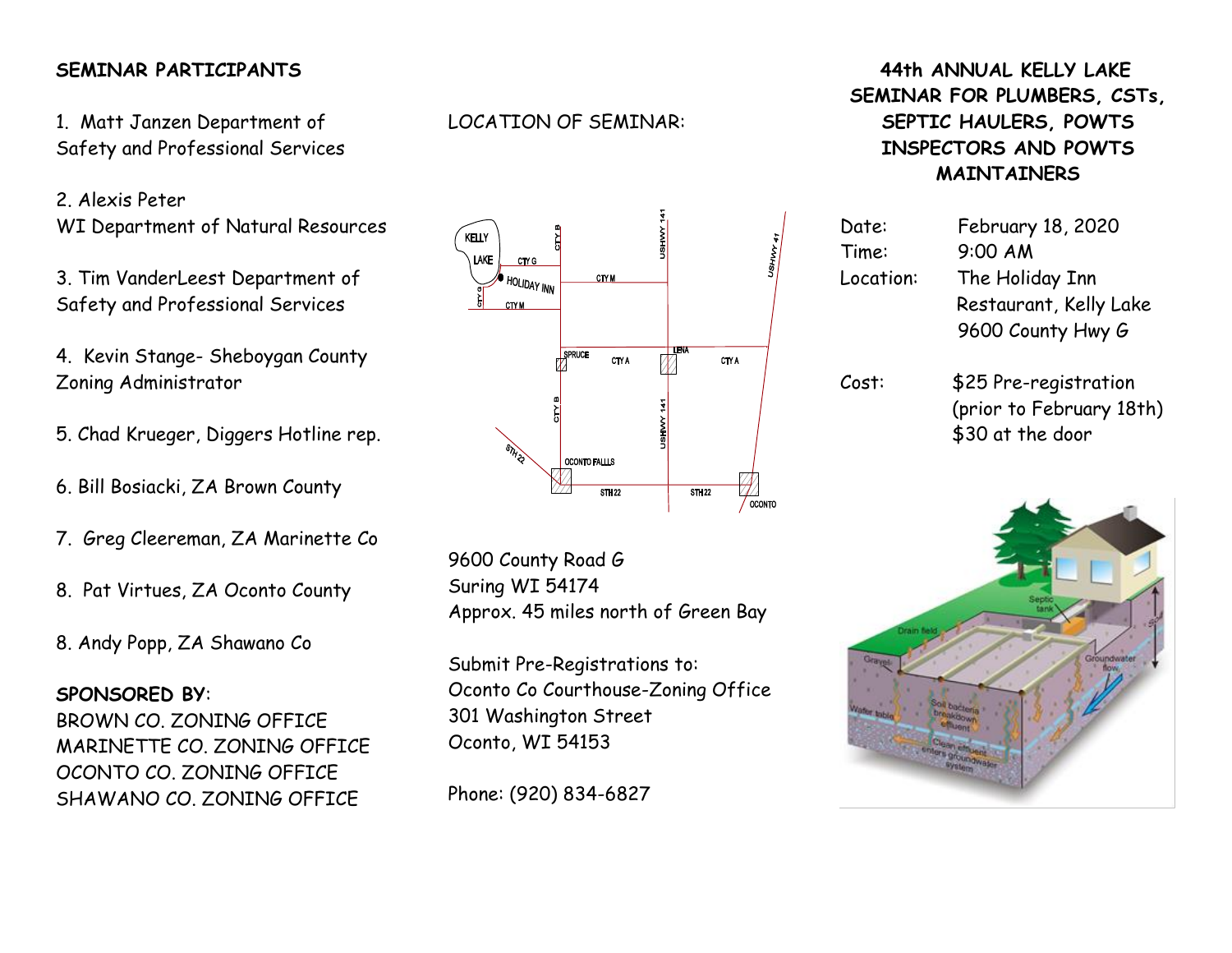**SEMINAR PARTICIPANTS**

1. Matt Janzen Department of Safety and Professional Services

2. Alexis Peter
WI Department of Natural Resources

3. Tim VanderLeest Department of Safety and Professional Services

4. Kevin Stange- Sheboygan County Zoning Administrator

5. Chad Krueger, Diggers Hotline rep.

6. Bill Bosiacki, ZA Brown County

7. Greg Cleereman, ZA Marinette Co

8. Pat Virtues, ZA Oconto County

8. Andy Popp, ZA Shawano Co

**SPONSORED BY**:
BROWN CO. ZONING OFFICE
MARINETTE CO. ZONING OFFICE
OCONTO CO. ZONING OFFICE
SHAWANO CO. ZONING OFFICE

LOCATION OF SEMINAR:

9600 County Road G
Suring WI 54174
Approx. 45 miles north of Green Bay

Submit Pre-Registrations to:
Oconto Co Courthouse-Zoning Office
301 Washington Street
Oconto, WI 54153

Phone: (920) 834-6827

# 44th ANNUAL KELLY LAKE SEMINAR FOR PLUMBERS, CSTs, SEPTIC HAULERS, POWTS INSPECTORS AND POWTS MAINTAINERS

Date: February 18, 2020
Time: 9:00 AM
Location: The Holiday Inn Restaurant, Kelly Lake
9600 County Hwy G

Cost: $25 Pre-registration (prior to February 18th)
$30 at the door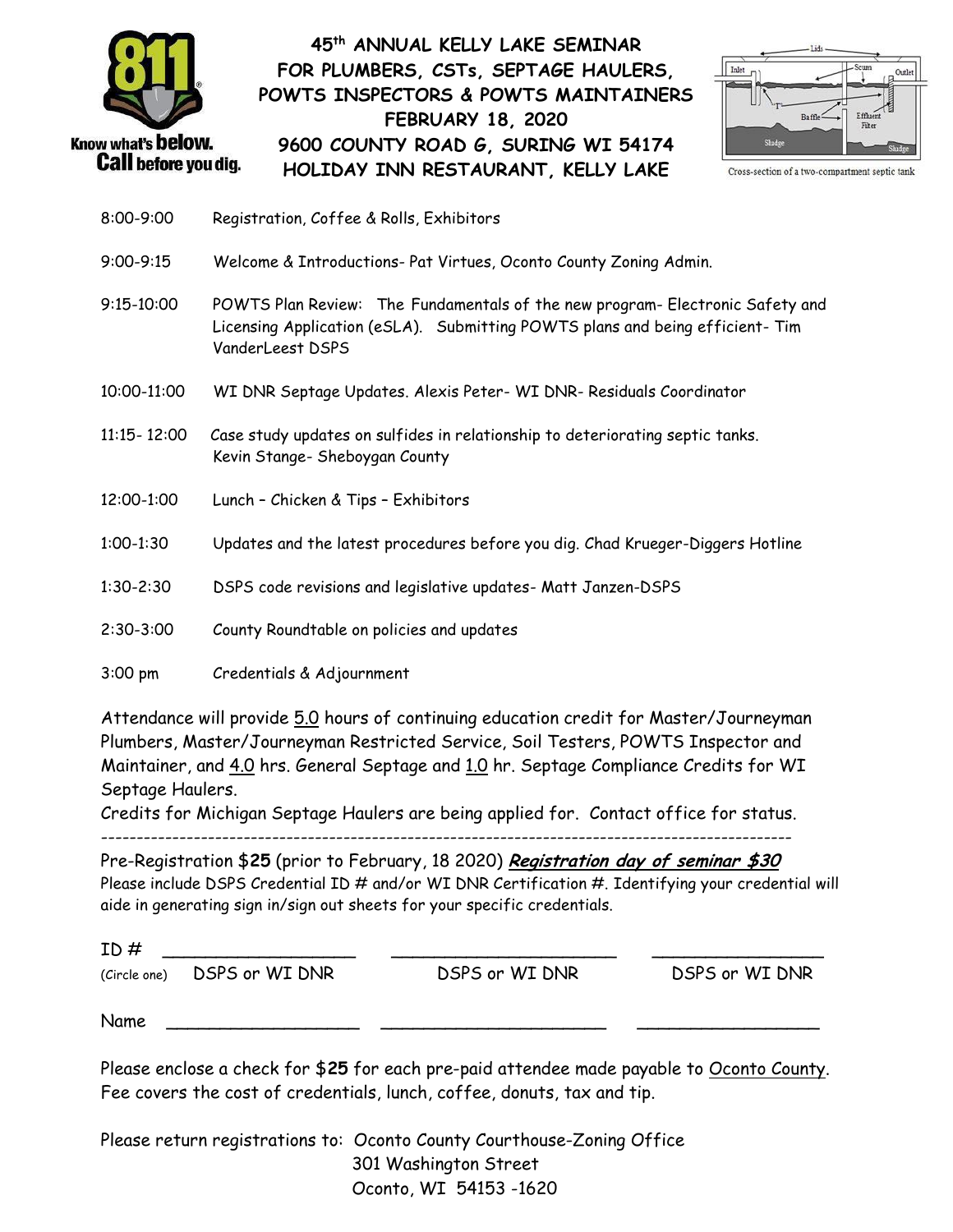# 45th ANNUAL KELLY LAKE SEMINAR FOR PLUMBERS, CSTs, SEPTAGE HAULERS, POWTS INSPECTORS & POWTS MAINTAINERS

**FEBRUARY 18, 2020**

**9600 COUNTY ROAD G, SURING WI 54174**

**HOLIDAY INN RESTAURANT, KELLY LAKE**

Know what's **below.** **Call** before you dig.

Cross-section of a two-compartment septic tank

| | |
|---|---|
| 8:00-9:00 | Registration, Coffee & Rolls, Exhibitors |
| 9:00-9:15 | Welcome & Introductions- Pat Virtues, Oconto County Zoning Admin. |
| 9:15-10:00 | POWTS Plan Review: The Fundamentals of the new program- Electronic Safety and Licensing Application (eSLA). Submitting POWTS plans and being efficient- Tim VanderLeest DSPS |
| 10:00-11:00 | WI DNR Septage Updates. Alexis Peter- WI DNR- Residuals Coordinator |
| 11:15- 12:00 | Case study updates on sulfides in relationship to deteriorating septic tanks. Kevin Stange- Sheboygan County |
| 12:00-1:00 | Lunch – Chicken & Tips – Exhibitors |
| 1:00-1:30 | Updates and the latest procedures before you dig. Chad Krueger-Diggers Hotline |
| 1:30-2:30 | DSPS code revisions and legislative updates- Matt Janzen-DSPS |
| 2:30-3:00 | County Roundtable on policies and updates |
| 3:00 pm | Credentials & Adjournment |

Attendance will provide 5.0 hours of continuing education credit for Master/Journeyman Plumbers, Master/Journeyman Restricted Service, Soil Testers, POWTS Inspector and Maintainer, and 4.0 hrs. General Septage and 1.0 hr. Septage Compliance Credits for WI Septage Haulers.

Credits for Michigan Septage Haulers are being applied for. Contact office for status.

---

Pre-Registration $**25** (prior to February, 18 2020) ***Registration day of seminar $30***

Please include DSPS Credential ID # and/or WI DNR Certification #. Identifying your credential will aide in generating sign in/sign out sheets for your specific credentials.

ID # __________________ ______________________ ________________

(Circle one) DSPS or WI DNR DSPS or WI DNR DSPS or WI DNR

Name __________________ ______________________ _________________

Please enclose a check for $**25** for each pre-paid attendee made payable to Oconto County. Fee covers the cost of credentials, lunch, coffee, donuts, tax and tip.

Please return registrations to: Oconto County Courthouse-Zoning Office
301 Washington Street
Oconto, WI 54153 -1620